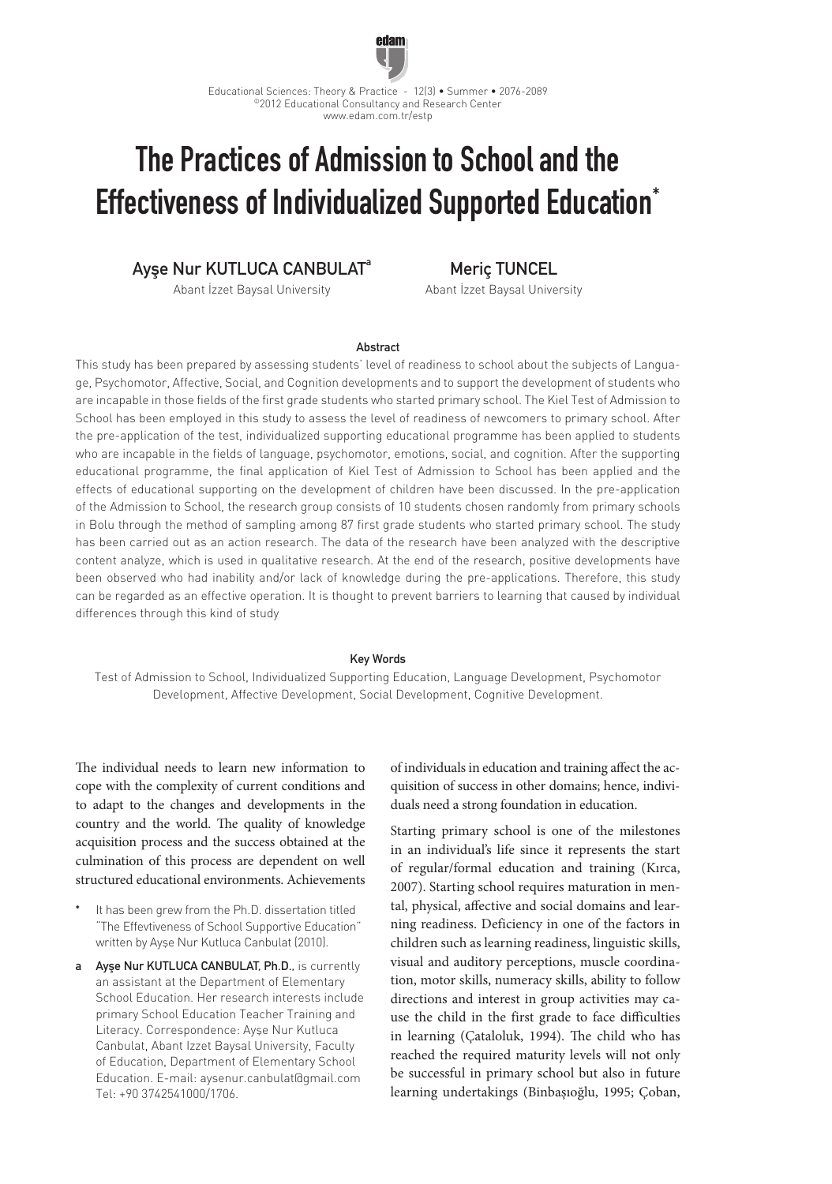# The Practices of Admission to School and the Effectiveness of Individualized Supported Education*

**Ayşe Nur KUTLUCA CANBULAT**[a]
Abant İzzet Baysal University

**Meriç TUNCEL**
Abant İzzet Baysal University

## Abstract

This study has been prepared by assessing students' level of readiness to school about the subjects of Language, Psychomotor, Affective, Social, and Cognition developments and to support the development of students who are incapable in those fields of the first grade students who started primary school. The Kiel Test of Admission to School has been employed in this study to assess the level of readiness of newcomers to primary school. After the pre-application of the test, individualized supporting educational programme has been applied to students who are incapable in the fields of language, psychomotor, emotions, social, and cognition. After the supporting educational programme, the final application of Kiel Test of Admission to School has been applied and the effects of educational supporting on the development of children have been discussed. In the pre-application of the Admission to School, the research group consists of 10 students chosen randomly from primary schools in Bolu through the method of sampling among 87 first grade students who started primary school. The study has been carried out as an action research. The data of the research have been analyzed with the descriptive content analyze, which is used in qualitative research. At the end of the research, positive developments have been observed who had inability and/or lack of knowledge during the pre-applications. Therefore, this study can be regarded as an effective operation. It is thought to prevent barriers to learning that caused by individual differences through this kind of study

## Key Words

Test of Admission to School, Individualized Supporting Education, Language Development, Psychomotor Development, Affective Development, Social Development, Cognitive Development.

The individual needs to learn new information to cope with the complexity of current conditions and to adapt to the changes and developments in the country and the world. The quality of knowledge acquisition process and the success obtained at the culmination of this process are dependent on well structured educational environments. Achievements of individuals in education and training affect the acquisition of success in other domains; hence, individuals need a strong foundation in education.

Starting primary school is one of the milestones in an individual's life since it represents the start of regular/formal education and training (Kırca, 2007). Starting school requires maturation in mental, physical, affective and social domains and learning readiness. Deficiency in one of the factors in children such as learning readiness, linguistic skills, visual and auditory perceptions, muscle coordination, motor skills, numeracy skills, ability to follow directions and interest in group activities may cause the child in the first grade to face difficulties in learning (Çataloluk, 1994). The child who has reached the required maturity levels will not only be successful in primary school but also in future learning undertakings (Binbaşıoğlu, 1995; Çoban,

\* It has been grew from the Ph.D. dissertation titled "The Effevtiveness of School Supportive Education" written by Ayşe Nur Kutluca Canbulat (2010).

a **Ayşe Nur KUTLUCA CANBULAT, Ph.D.**, is currently an assistant at the Department of Elementary School Education. Her research interests include primary School Education Teacher Training and Literacy. Correspondence: Ayşe Nur Kutluca Canbulat, Abant Izzet Baysal University, Faculty of Education, Department of Elementary School Education. E-mail: aysenur.canbulat@gmail.com Tel: +90 3742541000/1706.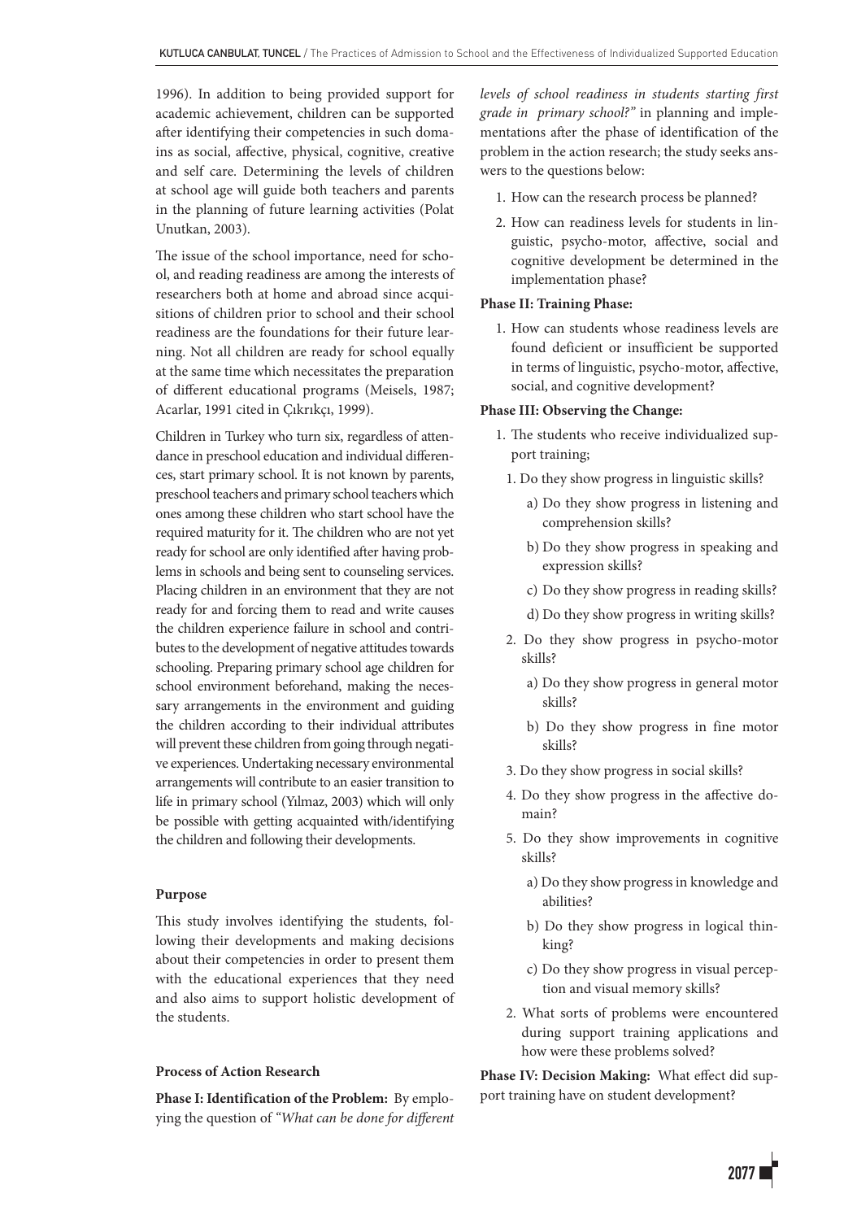1996). In addition to being provided support for academic achievement, children can be supported after identifying their competencies in such domains as social, affective, physical, cognitive, creative and self care. Determining the levels of children at school age will guide both teachers and parents in the planning of future learning activities (Polat Unutkan, 2003).

The issue of the school importance, need for school, and reading readiness are among the interests of researchers both at home and abroad since acquisitions of children prior to school and their school readiness are the foundations for their future learning. Not all children are ready for school equally at the same time which necessitates the preparation of different educational programs (Meisels, 1987; Acarlar, 1991 cited in Çıkrıkçı, 1999).

Children in Turkey who turn six, regardless of attendance in preschool education and individual differences, start primary school. It is not known by parents, preschool teachers and primary school teachers which ones among these children who start school have the required maturity for it. The children who are not yet ready for school are only identified after having problems in schools and being sent to counseling services. Placing children in an environment that they are not ready for and forcing them to read and write causes the children experience failure in school and contributes to the development of negative attitudes towards schooling. Preparing primary school age children for school environment beforehand, making the necessary arrangements in the environment and guiding the children according to their individual attributes will prevent these children from going through negative experiences. Undertaking necessary environmental arrangements will contribute to an easier transition to life in primary school (Yılmaz, 2003) which will only be possible with getting acquainted with/identifying the children and following their developments.

#### Purpose

This study involves identifying the students, following their developments and making decisions about their competencies in order to present them with the educational experiences that they need and also aims to support holistic development of the students.

#### Process of Action Research

**Phase I: Identification of the Problem:** By employing the question of *"What can be done for different levels of school readiness in students starting first grade in primary school?"* in planning and implementations after the phase of identification of the problem in the action research; the study seeks answers to the questions below:

1. How can the research process be planned?
2. How can readiness levels for students in linguistic, psycho-motor, affective, social and cognitive development be determined in the implementation phase?

**Phase II: Training Phase:**

1. How can students whose readiness levels are found deficient or insufficient be supported in terms of linguistic, psycho-motor, affective, social, and cognitive development?

**Phase III: Observing the Change:**

1. The students who receive individualized support training;
   1. Do they show progress in linguistic skills?
      a) Do they show progress in listening and comprehension skills?
      b) Do they show progress in speaking and expression skills?
      c) Do they show progress in reading skills?
      d) Do they show progress in writing skills?
   2. Do they show progress in psycho-motor skills?
      a) Do they show progress in general motor skills?
      b) Do they show progress in fine motor skills?
   3. Do they show progress in social skills?
   4. Do they show progress in the affective domain?
   5. Do they show improvements in cognitive skills?
      a) Do they show progress in knowledge and abilities?
      b) Do they show progress in logical thinking?
      c) Do they show progress in visual perception and visual memory skills?
2. What sorts of problems were encountered during support training applications and how were these problems solved?

**Phase IV: Decision Making:** What effect did support training have on student development?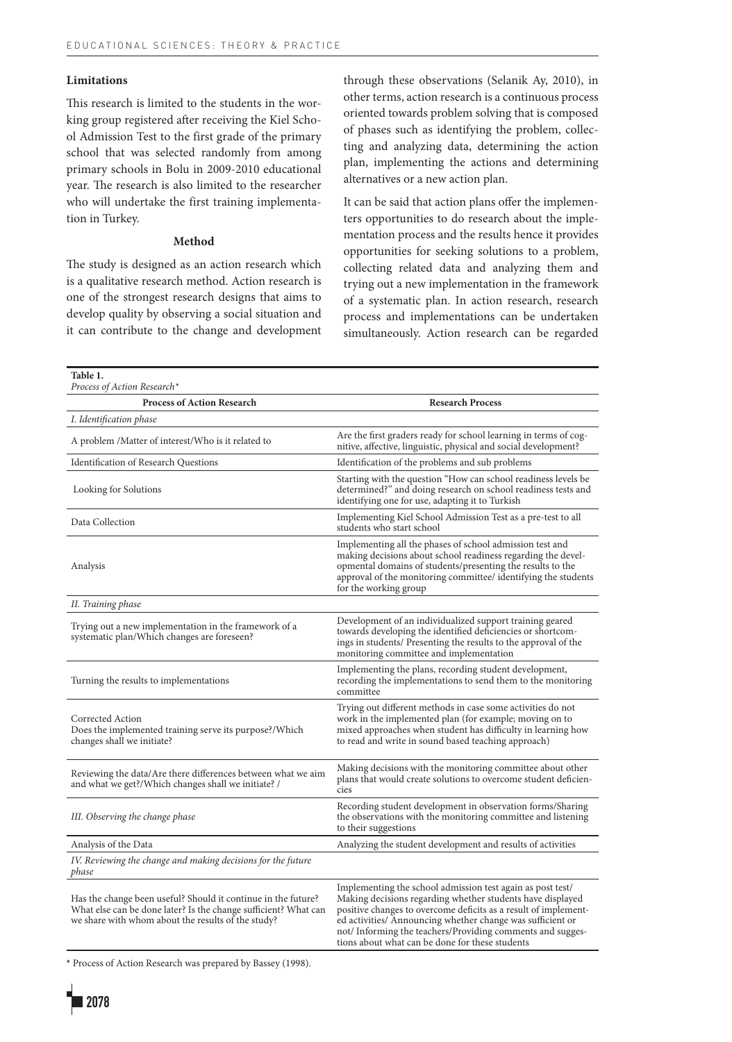### Limitations

This research is limited to the students in the working group registered after receiving the Kiel School Admission Test to the first grade of the primary school that was selected randomly from among primary schools in Bolu in 2009-2010 educational year. The research is also limited to the researcher who will undertake the first training implementation in Turkey.

### Method

The study is designed as an action research which is a qualitative research method. Action research is one of the strongest research designs that aims to develop quality by observing a social situation and it can contribute to the change and development through these observations (Selanik Ay, 2010), in other terms, action research is a continuous process oriented towards problem solving that is composed of phases such as identifying the problem, collecting and analyzing data, determining the action plan, implementing the actions and determining alternatives or a new action plan.

It can be said that action plans offer the implementers opportunities to do research about the implementation process and the results hence it provides opportunities for seeking solutions to a problem, collecting related data and analyzing them and trying out a new implementation in the framework of a systematic plan. In action research, research process and implementations can be undertaken simultaneously. Action research can be regarded

**Table 1.**
*Process of Action Research**

| Process of Action Research | Research Process |
|---|---|
| *I. Identification phase* | |
| A problem /Matter of interest/Who is it related to | Are the first graders ready for school learning in terms of cognitive, affective, linguistic, physical and social development? |
| Identification of Research Questions | Identification of the problems and sub problems |
| Looking for Solutions | Starting with the question "How can school readiness levels be determined?" and doing research on school readiness tests and identifying one for use, adapting it to Turkish |
| Data Collection | Implementing Kiel School Admission Test as a pre-test to all students who start school |
| Analysis | Implementing all the phases of school admission test and making decisions about school readiness regarding the developmental domains of students/presenting the results to the approval of the monitoring committee/ identifying the students for the working group |
| *II. Training phase* | |
| Trying out a new implementation in the framework of a systematic plan/Which changes are foreseen? | Development of an individualized support training geared towards developing the identified deficiencies or shortcomings in students/ Presenting the results to the approval of the monitoring committee and implementation |
| Turning the results to implementations | Implementing the plans, recording student development, recording the implementations to send them to the monitoring committee |
| Corrected Action<br>Does the implemented training serve its purpose?/Which changes shall we initiate? | Trying out different methods in case some activities do not work in the implemented plan (for example; moving on to mixed approaches when student has difficulty in learning how to read and write in sound based teaching approach) |
| Reviewing the data/Are there differences between what we aim and what we get?/Which changes shall we initiate? / | Making decisions with the monitoring committee about other plans that would create solutions to overcome student deficiencies |
| *III. Observing the change phase* | Recording student development in observation forms/Sharing the observations with the monitoring committee and listening to their suggestions |
| Analysis of the Data | Analyzing the student development and results of activities |
| *IV. Reviewing the change and making decisions for the future phase* | |
| Has the change been useful? Should it continue in the future? What else can be done later? Is the change sufficient? What can we share with whom about the results of the study? | Implementing the school admission test again as post test/ Making decisions regarding whether students have displayed positive changes to overcome deficits as a result of implemented activities/ Announcing whether change was sufficient or not/ Informing the teachers/Providing comments and suggestions about what can be done for these students |

* Process of Action Research was prepared by Bassey (1998).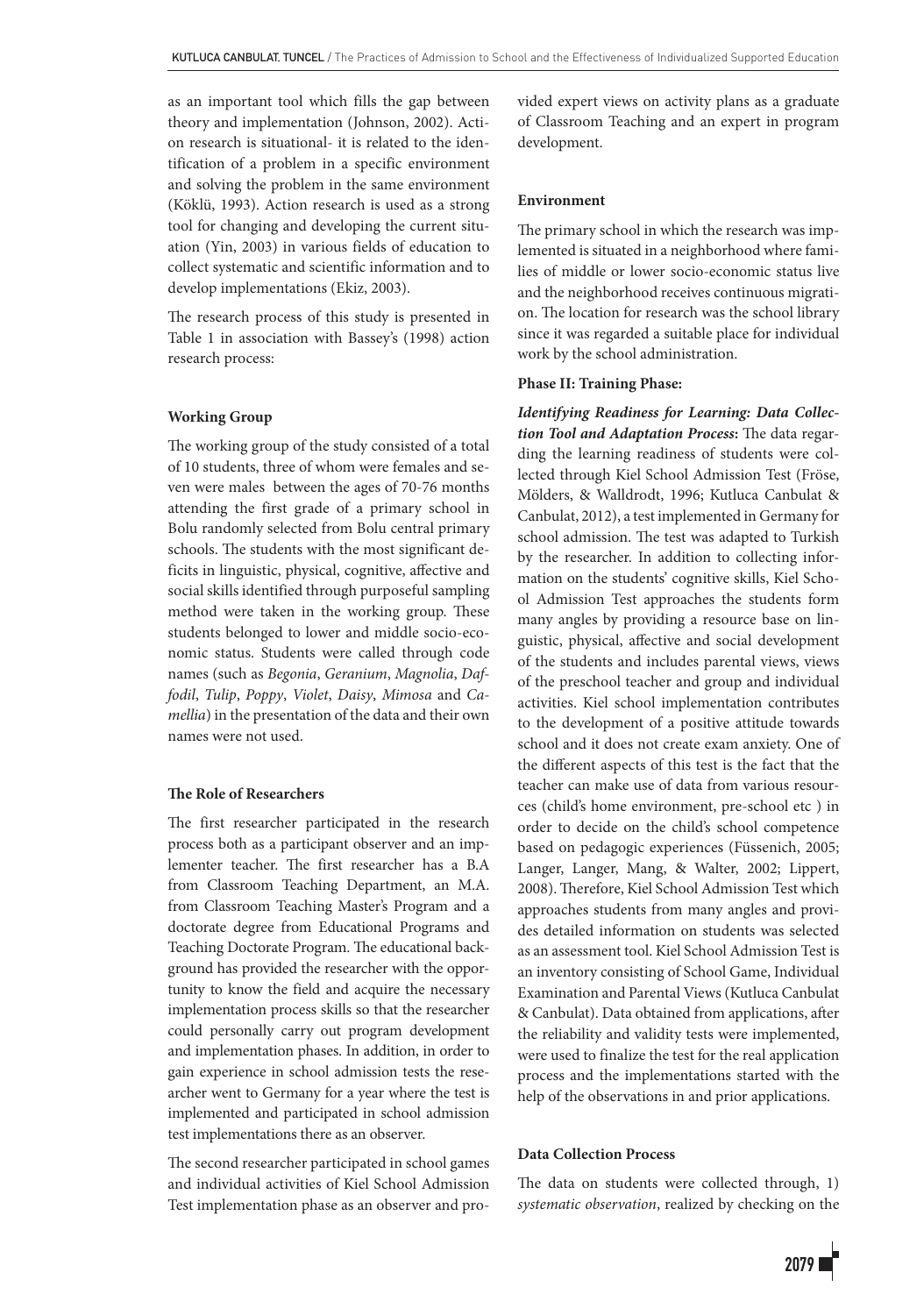as an important tool which fills the gap between theory and implementation (Johnson, 2002). Action research is situational- it is related to the identification of a problem in a specific environment and solving the problem in the same environment (Köklü, 1993). Action research is used as a strong tool for changing and developing the current situation (Yin, 2003) in various fields of education to collect systematic and scientific information and to develop implementations (Ekiz, 2003).

The research process of this study is presented in Table 1 in association with Bassey's (1998) action research process:

**Working Group**

The working group of the study consisted of a total of 10 students, three of whom were females and seven were males between the ages of 70-76 months attending the first grade of a primary school in Bolu randomly selected from Bolu central primary schools. The students with the most significant deficits in linguistic, physical, cognitive, affective and social skills identified through purposeful sampling method were taken in the working group. These students belonged to lower and middle socio-economic status. Students were called through code names (such as *Begonia*, *Geranium*, *Magnolia*, *Daffodil*, *Tulip*, *Poppy*, *Violet*, *Daisy*, *Mimosa* and *Camellia*) in the presentation of the data and their own names were not used.

**The Role of Researchers**

The first researcher participated in the research process both as a participant observer and an implementer teacher. The first researcher has a B.A from Classroom Teaching Department, an M.A. from Classroom Teaching Master's Program and a doctorate degree from Educational Programs and Teaching Doctorate Program. The educational background has provided the researcher with the opportunity to know the field and acquire the necessary implementation process skills so that the researcher could personally carry out program development and implementation phases. In addition, in order to gain experience in school admission tests the researcher went to Germany for a year where the test is implemented and participated in school admission test implementations there as an observer.

The second researcher participated in school games and individual activities of Kiel School Admission Test implementation phase as an observer and provided expert views on activity plans as a graduate of Classroom Teaching and an expert in program development.

**Environment**

The primary school in which the research was implemented is situated in a neighborhood where families of middle or lower socio-economic status live and the neighborhood receives continuous migration. The location for research was the school library since it was regarded a suitable place for individual work by the school administration.

**Phase II: Training Phase:**

***Identifying Readiness for Learning: Data Collection Tool and Adaptation Process*:** The data regarding the learning readiness of students were collected through Kiel School Admission Test (Fröse, Mölders, & Walldrodt, 1996; Kutluca Canbulat & Canbulat, 2012), a test implemented in Germany for school admission. The test was adapted to Turkish by the researcher. In addition to collecting information on the students' cognitive skills, Kiel School Admission Test approaches the students form many angles by providing a resource base on linguistic, physical, affective and social development of the students and includes parental views, views of the preschool teacher and group and individual activities. Kiel school implementation contributes to the development of a positive attitude towards school and it does not create exam anxiety. One of the different aspects of this test is the fact that the teacher can make use of data from various resources (child's home environment, pre-school etc ) in order to decide on the child's school competence based on pedagogic experiences (Füssenich, 2005; Langer, Langer, Mang, & Walter, 2002; Lippert, 2008). Therefore, Kiel School Admission Test which approaches students from many angles and provides detailed information on students was selected as an assessment tool. Kiel School Admission Test is an inventory consisting of School Game, Individual Examination and Parental Views (Kutluca Canbulat & Canbulat). Data obtained from applications, after the reliability and validity tests were implemented, were used to finalize the test for the real application process and the implementations started with the help of the observations in and prior applications.

**Data Collection Process**

The data on students were collected through, 1) *systematic observation*, realized by checking on the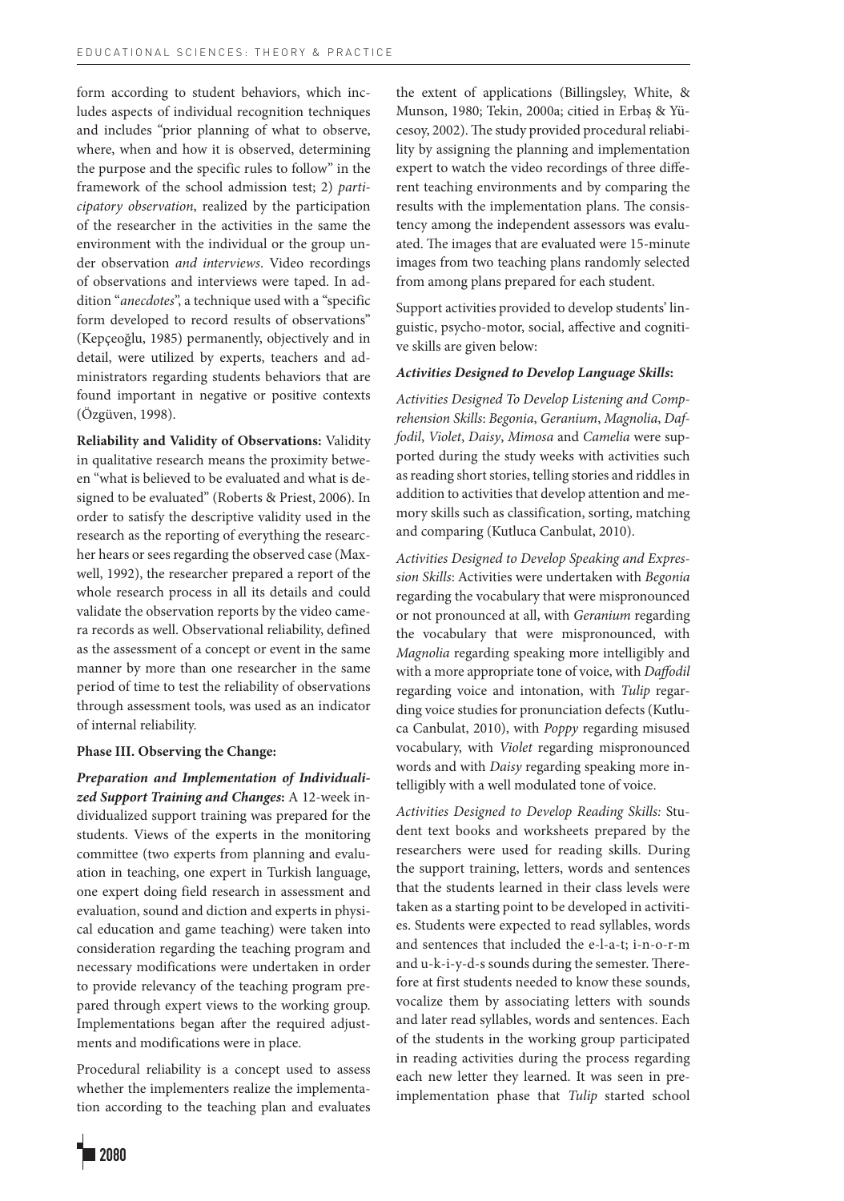form according to student behaviors, which includes aspects of individual recognition techniques and includes "prior planning of what to observe, where, when and how it is observed, determining the purpose and the specific rules to follow" in the framework of the school admission test; 2) *participatory observation*, realized by the participation of the researcher in the activities in the same the environment with the individual or the group under observation *and interviews*. Video recordings of observations and interviews were taped. In addition "*anecdotes*", a technique used with a "specific form developed to record results of observations" (Kepçeoğlu, 1985) permanently, objectively and in detail, were utilized by experts, teachers and administrators regarding students behaviors that are found important in negative or positive contexts (Özgüven, 1998).

**Reliability and Validity of Observations:** Validity in qualitative research means the proximity between "what is believed to be evaluated and what is designed to be evaluated" (Roberts & Priest, 2006). In order to satisfy the descriptive validity used in the research as the reporting of everything the researcher hears or sees regarding the observed case (Maxwell, 1992), the researcher prepared a report of the whole research process in all its details and could validate the observation reports by the video camera records as well. Observational reliability, defined as the assessment of a concept or event in the same manner by more than one researcher in the same period of time to test the reliability of observations through assessment tools, was used as an indicator of internal reliability.

**Phase III. Observing the Change:**

***Preparation and Implementation of Individualized Support Training and Changes*:** A 12-week individualized support training was prepared for the students. Views of the experts in the monitoring committee (two experts from planning and evaluation in teaching, one expert in Turkish language, one expert doing field research in assessment and evaluation, sound and diction and experts in physical education and game teaching) were taken into consideration regarding the teaching program and necessary modifications were undertaken in order to provide relevancy of the teaching program prepared through expert views to the working group. Implementations began after the required adjustments and modifications were in place.

Procedural reliability is a concept used to assess whether the implementers realize the implementation according to the teaching plan and evaluates the extent of applications (Billingsley, White, & Munson, 1980; Tekin, 2000a; citied in Erbaş & Yücesoy, 2002). The study provided procedural reliability by assigning the planning and implementation expert to watch the video recordings of three different teaching environments and by comparing the results with the implementation plans. The consistency among the independent assessors was evaluated. The images that are evaluated were 15-minute images from two teaching plans randomly selected from among plans prepared for each student.

Support activities provided to develop students' linguistic, psycho-motor, social, affective and cognitive skills are given below:

***Activities Designed to Develop Language Skills*:**

*Activities Designed To Develop Listening and Comprehension Skills*: *Begonia*, *Geranium*, *Magnolia*, *Daffodil*, *Violet*, *Daisy*, *Mimosa* and *Camelia* were supported during the study weeks with activities such as reading short stories, telling stories and riddles in addition to activities that develop attention and memory skills such as classification, sorting, matching and comparing (Kutluca Canbulat, 2010).

*Activities Designed to Develop Speaking and Expression Skills*: Activities were undertaken with *Begonia* regarding the vocabulary that were mispronounced or not pronounced at all, with *Geranium* regarding the vocabulary that were mispronounced, with *Magnolia* regarding speaking more intelligibly and with a more appropriate tone of voice, with *Daffodil* regarding voice and intonation, with *Tulip* regarding voice studies for pronunciation defects (Kutluca Canbulat, 2010), with *Poppy* regarding misused vocabulary, with *Violet* regarding mispronounced words and with *Daisy* regarding speaking more intelligibly with a well modulated tone of voice.

*Activities Designed to Develop Reading Skills:* Student text books and worksheets prepared by the researchers were used for reading skills. During the support training, letters, words and sentences that the students learned in their class levels were taken as a starting point to be developed in activities. Students were expected to read syllables, words and sentences that included the e-l-a-t; i-n-o-r-m and u-k-i-y-d-s sounds during the semester. Therefore at first students needed to know these sounds, vocalize them by associating letters with sounds and later read syllables, words and sentences. Each of the students in the working group participated in reading activities during the process regarding each new letter they learned. It was seen in pre-implementation phase that *Tulip* started school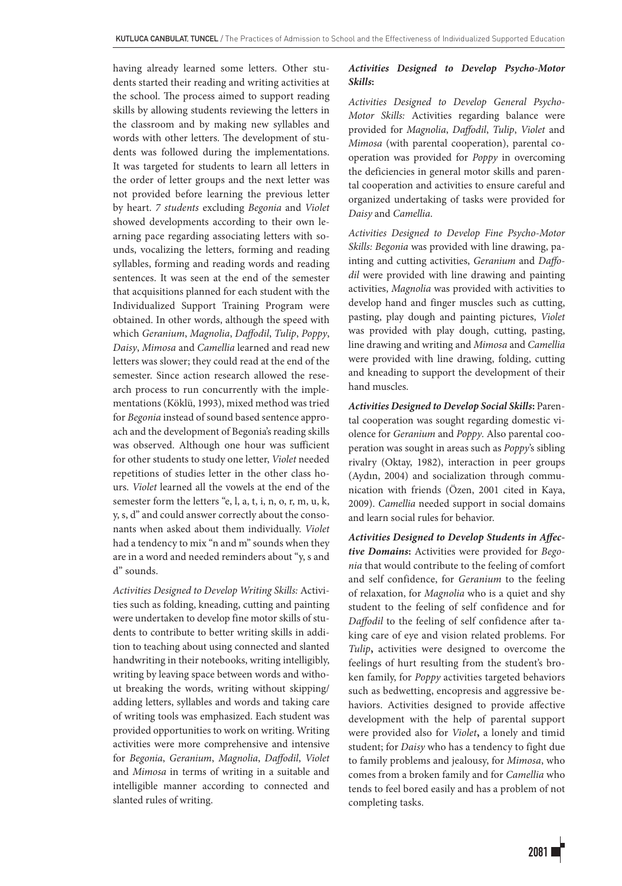having already learned some letters. Other students started their reading and writing activities at the school. The process aimed to support reading skills by allowing students reviewing the letters in the classroom and by making new syllables and words with other letters. The development of students was followed during the implementations. It was targeted for students to learn all letters in the order of letter groups and the next letter was not provided before learning the previous letter by heart. *7 students* excluding *Begonia* and *Violet* showed developments according to their own learning pace regarding associating letters with sounds, vocalizing the letters, forming and reading syllables, forming and reading words and reading sentences. It was seen at the end of the semester that acquisitions planned for each student with the Individualized Support Training Program were obtained. In other words, although the speed with which *Geranium*, *Magnolia*, *Daffodil*, *Tulip*, *Poppy*, *Daisy*, *Mimosa* and *Camellia* learned and read new letters was slower; they could read at the end of the semester. Since action research allowed the research process to run concurrently with the implementations (Köklü, 1993), mixed method was tried for *Begonia* instead of sound based sentence approach and the development of Begonia's reading skills was observed. Although one hour was sufficient for other students to study one letter, *Violet* needed repetitions of studies letter in the other class hours. *Violet* learned all the vowels at the end of the semester form the letters "e, l, a, t, i, n, o, r, m, u, k, y, s, d" and could answer correctly about the consonants when asked about them individually. *Violet* had a tendency to mix "n and m" sounds when they are in a word and needed reminders about "y, s and d" sounds.

*Activities Designed to Develop Writing Skills:* Activities such as folding, kneading, cutting and painting were undertaken to develop fine motor skills of students to contribute to better writing skills in addition to teaching about using connected and slanted handwriting in their notebooks, writing intelligibly, writing by leaving space between words and without breaking the words, writing without skipping/adding letters, syllables and words and taking care of writing tools was emphasized. Each student was provided opportunities to work on writing. Writing activities were more comprehensive and intensive for *Begonia*, *Geranium*, *Magnolia*, *Daffodil*, *Violet* and *Mimosa* in terms of writing in a suitable and intelligible manner according to connected and slanted rules of writing.

***Activities Designed to Develop Psycho-Motor Skills*:**

*Activities Designed to Develop General Psycho-Motor Skills:* Activities regarding balance were provided for *Magnolia*, *Daffodil*, *Tulip*, *Violet* and *Mimosa* (with parental cooperation), parental cooperation was provided for *Poppy* in overcoming the deficiencies in general motor skills and parental cooperation and activities to ensure careful and organized undertaking of tasks were provided for *Daisy* and *Camellia*.

*Activities Designed to Develop Fine Psycho-Motor Skills: Begonia* was provided with line drawing, painting and cutting activities, *Geranium* and *Daffodil* were provided with line drawing and painting activities, *Magnolia* was provided with activities to develop hand and finger muscles such as cutting, pasting, play dough and painting pictures, *Violet* was provided with play dough, cutting, pasting, line drawing and writing and *Mimosa* and *Camellia* were provided with line drawing, folding, cutting and kneading to support the development of their hand muscles.

***Activities Designed to Develop Social Skills*:** Parental cooperation was sought regarding domestic violence for *Geranium* and *Poppy*. Also parental cooperation was sought in areas such as *Poppy*'s sibling rivalry (Oktay, 1982), interaction in peer groups (Aydın, 2004) and socialization through communication with friends (Özen, 2001 cited in Kaya, 2009). *Camellia* needed support in social domains and learn social rules for behavior.

***Activities Designed to Develop Students in Affective Domains*:** Activities were provided for *Begonia* that would contribute to the feeling of comfort and self confidence, for *Geranium* to the feeling of relaxation, for *Magnolia* who is a quiet and shy student to the feeling of self confidence and for *Daffodil* to the feeling of self confidence after taking care of eye and vision related problems. For *Tulip***,** activities were designed to overcome the feelings of hurt resulting from the student's broken family, for *Poppy* activities targeted behaviors such as bedwetting, encopresis and aggressive behaviors. Activities designed to provide affective development with the help of parental support were provided also for *Violet***,** a lonely and timid student; for *Daisy* who has a tendency to fight due to family problems and jealousy, for *Mimosa*, who comes from a broken family and for *Camellia* who tends to feel bored easily and has a problem of not completing tasks.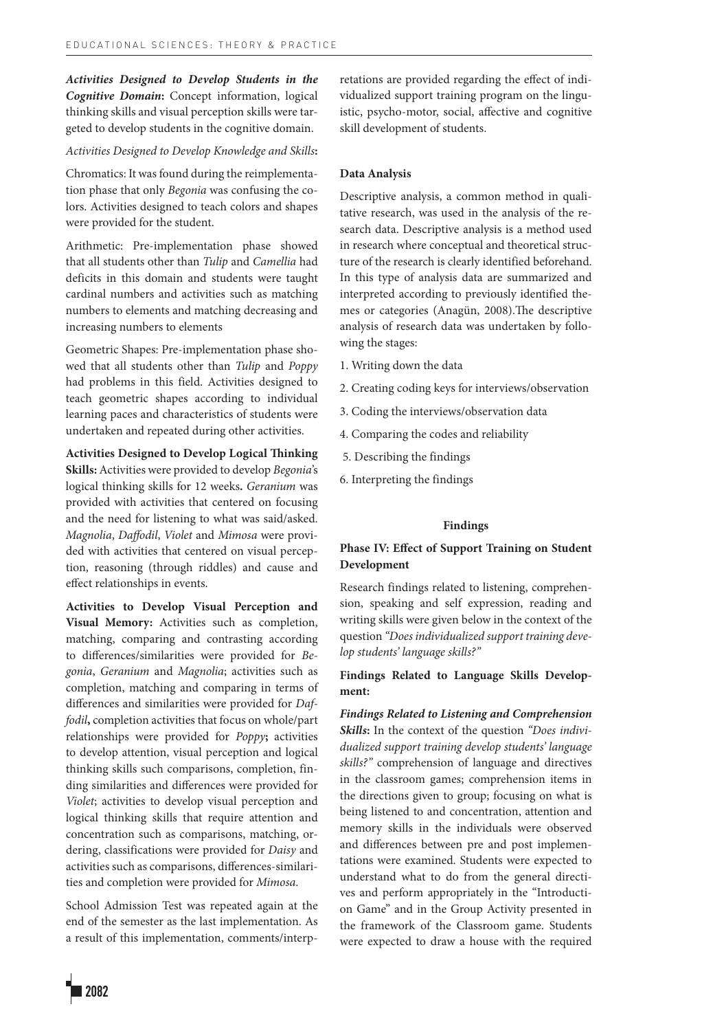***Activities Designed to Develop Students in the Cognitive Domain*:** Concept information, logical thinking skills and visual perception skills were targeted to develop students in the cognitive domain.

*Activities Designed to Develop Knowledge and Skills*:

Chromatics: It was found during the reimplementation phase that only *Begonia* was confusing the colors. Activities designed to teach colors and shapes were provided for the student.

Arithmetic: Pre-implementation phase showed that all students other than *Tulip* and *Camellia* had deficits in this domain and students were taught cardinal numbers and activities such as matching numbers to elements and matching decreasing and increasing numbers to elements

Geometric Shapes: Pre-implementation phase showed that all students other than *Tulip* and *Poppy* had problems in this field. Activities designed to teach geometric shapes according to individual learning paces and characteristics of students were undertaken and repeated during other activities.

**Activities Designed to Develop Logical Thinking Skills:** Activities were provided to develop *Begonia*'s logical thinking skills for 12 weeks**.** *Geranium* was provided with activities that centered on focusing and the need for listening to what was said/asked. *Magnolia*, *Daffodil*, *Violet* and *Mimosa* were provided with activities that centered on visual perception, reasoning (through riddles) and cause and effect relationships in events.

**Activities to Develop Visual Perception and Visual Memory:** Activities such as completion, matching, comparing and contrasting according to differences/similarities were provided for *Begonia*, *Geranium* and *Magnolia*; activities such as completion, matching and comparing in terms of differences and similarities were provided for *Daffodil***,** completion activities that focus on whole/part relationships were provided for *Poppy***;** activities to develop attention, visual perception and logical thinking skills such comparisons, completion, finding similarities and differences were provided for *Violet*; activities to develop visual perception and logical thinking skills that require attention and concentration such as comparisons, matching, ordering, classifications were provided for *Daisy* and activities such as comparisons, differences-similarities and completion were provided for *Mimosa*.

School Admission Test was repeated again at the end of the semester as the last implementation. As a result of this implementation, comments/interpretations are provided regarding the effect of individualized support training program on the linguistic, psycho-motor, social, affective and cognitive skill development of students.

**Data Analysis**

Descriptive analysis, a common method in qualitative research, was used in the analysis of the research data. Descriptive analysis is a method used in research where conceptual and theoretical structure of the research is clearly identified beforehand. In this type of analysis data are summarized and interpreted according to previously identified themes or categories (Anagün, 2008).The descriptive analysis of research data was undertaken by following the stages:

1. Writing down the data
2. Creating coding keys for interviews/observation
3. Coding the interviews/observation data
4. Comparing the codes and reliability
5. Describing the findings
6. Interpreting the findings

## Findings

### Phase IV: Effect of Support Training on Student Development

Research findings related to listening, comprehension, speaking and self expression, reading and writing skills were given below in the context of the question *"Does individualized support training develop students' language skills?"*

**Findings Related to Language Skills Development:**

***Findings Related to Listening and Comprehension Skills*:** In the context of the question *"Does individualized support training develop students' language skills?"* comprehension of language and directives in the classroom games; comprehension items in the directions given to group; focusing on what is being listened to and concentration, attention and memory skills in the individuals were observed and differences between pre and post implementations were examined. Students were expected to understand what to do from the general directives and perform appropriately in the "Introduction Game" and in the Group Activity presented in the framework of the Classroom game. Students were expected to draw a house with the required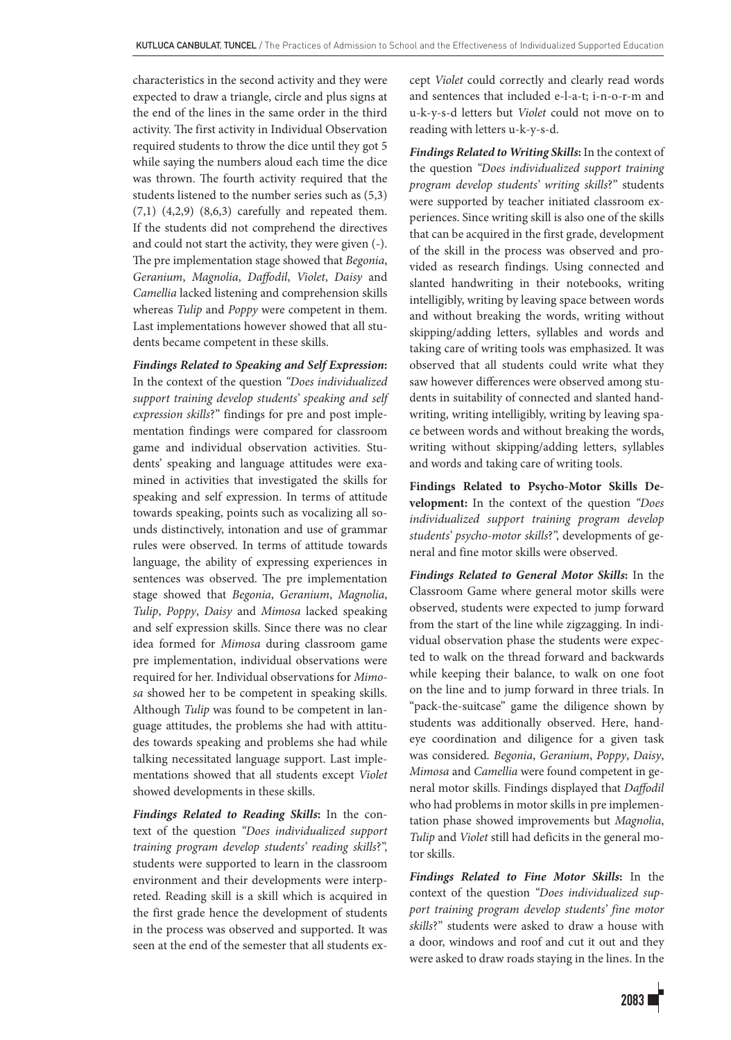characteristics in the second activity and they were expected to draw a triangle, circle and plus signs at the end of the lines in the same order in the third activity. The first activity in Individual Observation required students to throw the dice until they got 5 while saying the numbers aloud each time the dice was thrown. The fourth activity required that the students listened to the number series such as (5,3) (7,1) (4,2,9) (8,6,3) carefully and repeated them. If the students did not comprehend the directives and could not start the activity, they were given (-). The pre implementation stage showed that *Begonia*, *Geranium*, *Magnolia*, *Daffodil*, *Violet*, *Daisy* and *Camellia* lacked listening and comprehension skills whereas *Tulip* and *Poppy* were competent in them. Last implementations however showed that all students became competent in these skills.

***Findings Related to Speaking and Self Expression*:** In the context of the question *"Does individualized support training develop students' speaking and self expression skills*?" findings for pre and post implementation findings were compared for classroom game and individual observation activities. Students' speaking and language attitudes were examined in activities that investigated the skills for speaking and self expression. In terms of attitude towards speaking, points such as vocalizing all sounds distinctively, intonation and use of grammar rules were observed. In terms of attitude towards language, the ability of expressing experiences in sentences was observed. The pre implementation stage showed that *Begonia*, *Geranium*, *Magnolia*, *Tulip*, *Poppy*, *Daisy* and *Mimosa* lacked speaking and self expression skills. Since there was no clear idea formed for *Mimosa* during classroom game pre implementation, individual observations were required for her. Individual observations for *Mimosa* showed her to be competent in speaking skills. Although *Tulip* was found to be competent in language attitudes, the problems she had with attitudes towards speaking and problems she had while talking necessitated language support. Last implementations showed that all students except *Violet* showed developments in these skills.

***Findings Related to Reading Skills*:** In the context of the question *"Does individualized support training program develop students' reading skills*?", students were supported to learn in the classroom environment and their developments were interpreted. Reading skill is a skill which is acquired in the first grade hence the development of students in the process was observed and supported. It was seen at the end of the semester that all students except *Violet* could correctly and clearly read words and sentences that included e-l-a-t; i-n-o-r-m and u-k-y-s-d letters but *Violet* could not move on to reading with letters u-k-y-s-d.

***Findings Related to Writing Skills*:** In the context of the question *"Does individualized support training program develop students' writing skills*?" students were supported by teacher initiated classroom experiences. Since writing skill is also one of the skills that can be acquired in the first grade, development of the skill in the process was observed and provided as research findings. Using connected and slanted handwriting in their notebooks, writing intelligibly, writing by leaving space between words and without breaking the words, writing without skipping/adding letters, syllables and words and taking care of writing tools was emphasized. It was observed that all students could write what they saw however differences were observed among students in suitability of connected and slanted handwriting, writing intelligibly, writing by leaving space between words and without breaking the words, writing without skipping/adding letters, syllables and words and taking care of writing tools.

**Findings Related to Psycho-Motor Skills Development:** In the context of the question *"Does individualized support training program develop students' psycho-motor skills*?", developments of general and fine motor skills were observed.

***Findings Related to General Motor Skills*:** In the Classroom Game where general motor skills were observed, students were expected to jump forward from the start of the line while zigzagging. In individual observation phase the students were expected to walk on the thread forward and backwards while keeping their balance, to walk on one foot on the line and to jump forward in three trials. In "pack-the-suitcase" game the diligence shown by students was additionally observed. Here, hand-eye coordination and diligence for a given task was considered. *Begonia*, *Geranium*, *Poppy*, *Daisy*, *Mimosa* and *Camellia* were found competent in general motor skills. Findings displayed that *Daffodil* who had problems in motor skills in pre implementation phase showed improvements but *Magnolia*, *Tulip* and *Violet* still had deficits in the general motor skills.

***Findings Related to Fine Motor Skills*:** In the context of the question *"Does individualized support training program develop students' fine motor skills*?" students were asked to draw a house with a door, windows and roof and cut it out and they were asked to draw roads staying in the lines. In the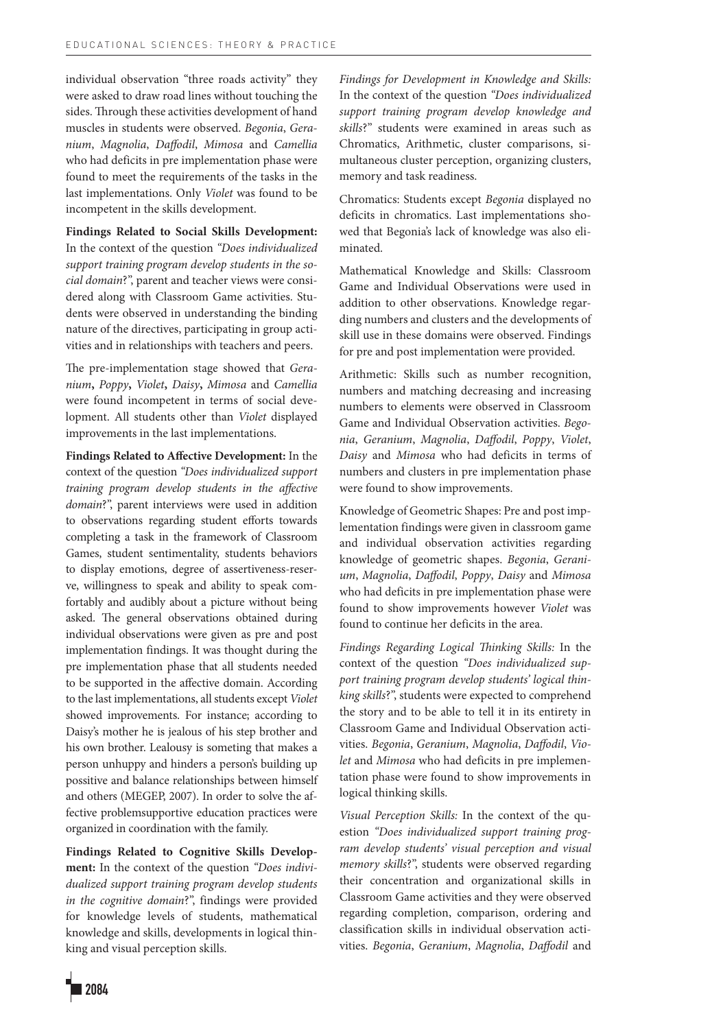individual observation "three roads activity" they were asked to draw road lines without touching the sides. Through these activities development of hand muscles in students were observed. *Begonia*, *Geranium*, *Magnolia*, *Daffodil*, *Mimosa* and *Camellia* who had deficits in pre implementation phase were found to meet the requirements of the tasks in the last implementations. Only *Violet* was found to be incompetent in the skills development.

**Findings Related to Social Skills Development:** In the context of the question *"Does individualized support training program develop students in the social domain*?", parent and teacher views were considered along with Classroom Game activities. Students were observed in understanding the binding nature of the directives, participating in group activities and in relationships with teachers and peers.

The pre-implementation stage showed that *Geranium***,** *Poppy***,** *Violet***,** *Daisy***,** *Mimosa* and *Camellia* were found incompetent in terms of social development. All students other than *Violet* displayed improvements in the last implementations.

**Findings Related to Affective Development:** In the context of the question *"Does individualized support training program develop students in the affective domain*?", parent interviews were used in addition to observations regarding student efforts towards completing a task in the framework of Classroom Games, student sentimentality, students behaviors to display emotions, degree of assertiveness-reserve, willingness to speak and ability to speak comfortably and audibly about a picture without being asked. The general observations obtained during individual observations were given as pre and post implementation findings. It was thought during the pre implementation phase that all students needed to be supported in the affective domain. According to the last implementations, all students except *Violet* showed improvements. For instance; according to Daisy's mother he is jealous of his step brother and his own brother. Lealousy is someting that makes a person unhuppy and hinders a person's building up possitive and balance relationships between himself and others (MEGEP, 2007). In order to solve the affective problemsupportive education practices were organized in coordination with the family.

**Findings Related to Cognitive Skills Development:** In the context of the question *"Does individualized support training program develop students in the cognitive domain*?", findings were provided for knowledge levels of students, mathematical knowledge and skills, developments in logical thinking and visual perception skills.

*Findings for Development in Knowledge and Skills:* In the context of the question *"Does individualized support training program develop knowledge and skills*?" students were examined in areas such as Chromatics, Arithmetic, cluster comparisons, simultaneous cluster perception, organizing clusters, memory and task readiness.

Chromatics: Students except *Begonia* displayed no deficits in chromatics. Last implementations showed that Begonia's lack of knowledge was also eliminated.

Mathematical Knowledge and Skills: Classroom Game and Individual Observations were used in addition to other observations. Knowledge regarding numbers and clusters and the developments of skill use in these domains were observed. Findings for pre and post implementation were provided.

Arithmetic: Skills such as number recognition, numbers and matching decreasing and increasing numbers to elements were observed in Classroom Game and Individual Observation activities. *Begonia*, *Geranium*, *Magnolia*, *Daffodil*, *Poppy*, *Violet*, *Daisy* and *Mimosa* who had deficits in terms of numbers and clusters in pre implementation phase were found to show improvements.

Knowledge of Geometric Shapes: Pre and post implementation findings were given in classroom game and individual observation activities regarding knowledge of geometric shapes. *Begonia*, *Geranium*, *Magnolia*, *Daffodil*, *Poppy*, *Daisy* and *Mimosa* who had deficits in pre implementation phase were found to show improvements however *Violet* was found to continue her deficits in the area.

*Findings Regarding Logical Thinking Skills:* In the context of the question *"Does individualized support training program develop students' logical thinking skills*?", students were expected to comprehend the story and to be able to tell it in its entirety in Classroom Game and Individual Observation activities. *Begonia*, *Geranium*, *Magnolia*, *Daffodil*, *Violet* and *Mimosa* who had deficits in pre implementation phase were found to show improvements in logical thinking skills.

*Visual Perception Skills:* In the context of the question *"Does individualized support training program develop students' visual perception and visual memory skills*?", students were observed regarding their concentration and organizational skills in Classroom Game activities and they were observed regarding completion, comparison, ordering and classification skills in individual observation activities. *Begonia*, *Geranium*, *Magnolia*, *Daffodil* and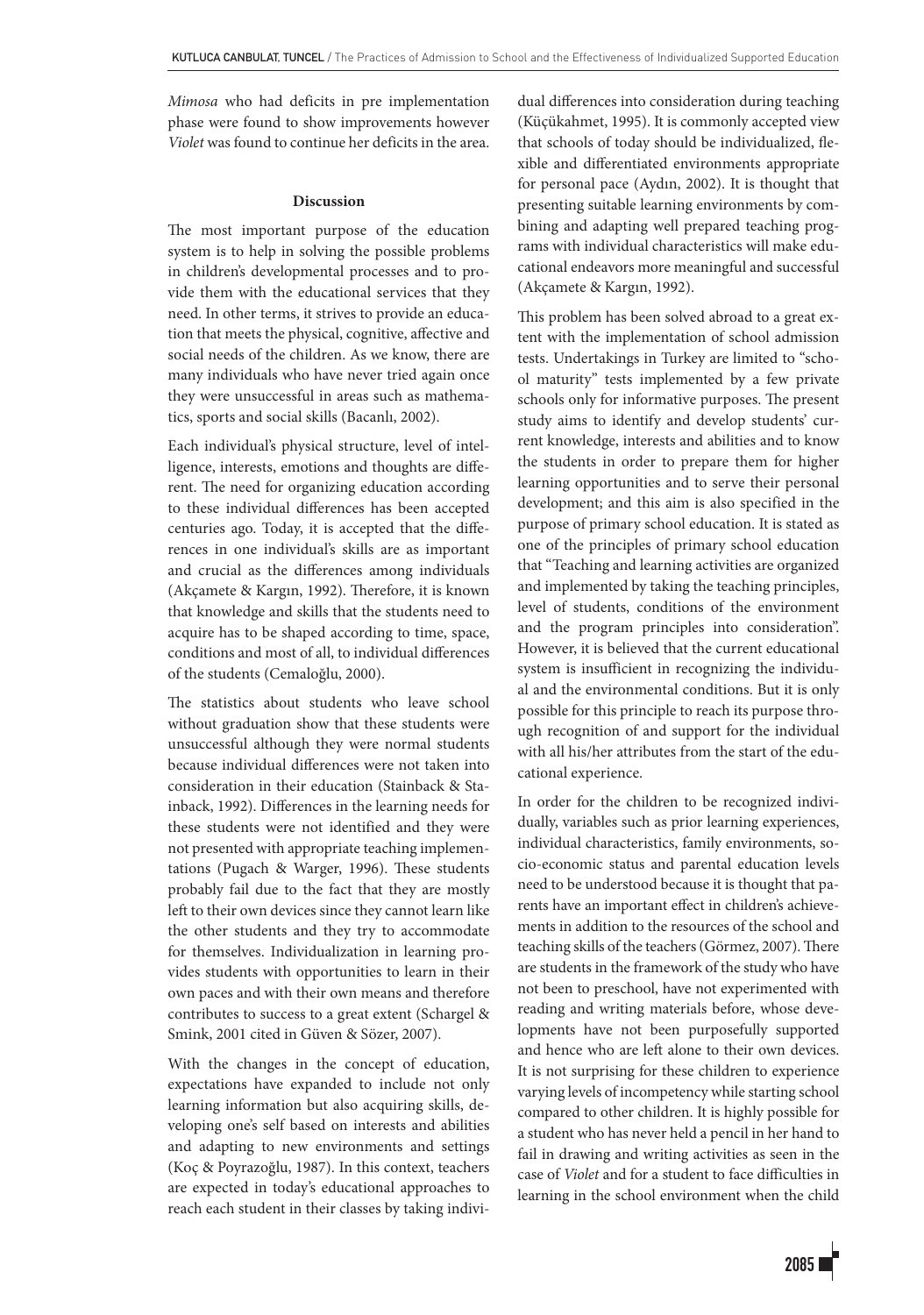*Mimosa* who had deficits in pre implementation phase were found to show improvements however *Violet* was found to continue her deficits in the area.

## Discussion

The most important purpose of the education system is to help in solving the possible problems in children's developmental processes and to provide them with the educational services that they need. In other terms, it strives to provide an education that meets the physical, cognitive, affective and social needs of the children. As we know, there are many individuals who have never tried again once they were unsuccessful in areas such as mathematics, sports and social skills (Bacanlı, 2002).

Each individual's physical structure, level of intelligence, interests, emotions and thoughts are different. The need for organizing education according to these individual differences has been accepted centuries ago. Today, it is accepted that the differences in one individual's skills are as important and crucial as the differences among individuals (Akçamete & Kargın, 1992). Therefore, it is known that knowledge and skills that the students need to acquire has to be shaped according to time, space, conditions and most of all, to individual differences of the students (Cemaloğlu, 2000).

The statistics about students who leave school without graduation show that these students were unsuccessful although they were normal students because individual differences were not taken into consideration in their education (Stainback & Stainback, 1992). Differences in the learning needs for these students were not identified and they were not presented with appropriate teaching implementations (Pugach & Warger, 1996). These students probably fail due to the fact that they are mostly left to their own devices since they cannot learn like the other students and they try to accommodate for themselves. Individualization in learning provides students with opportunities to learn in their own paces and with their own means and therefore contributes to success to a great extent (Schargel & Smink, 2001 cited in Güven & Sözer, 2007).

With the changes in the concept of education, expectations have expanded to include not only learning information but also acquiring skills, developing one's self based on interests and abilities and adapting to new environments and settings (Koç & Poyrazoğlu, 1987). In this context, teachers are expected in today's educational approaches to reach each student in their classes by taking individual differences into consideration during teaching (Küçükahmet, 1995). It is commonly accepted view that schools of today should be individualized, flexible and differentiated environments appropriate for personal pace (Aydın, 2002). It is thought that presenting suitable learning environments by combining and adapting well prepared teaching programs with individual characteristics will make educational endeavors more meaningful and successful (Akçamete & Kargın, 1992).

This problem has been solved abroad to a great extent with the implementation of school admission tests. Undertakings in Turkey are limited to "school maturity" tests implemented by a few private schools only for informative purposes. The present study aims to identify and develop students' current knowledge, interests and abilities and to know the students in order to prepare them for higher learning opportunities and to serve their personal development; and this aim is also specified in the purpose of primary school education. It is stated as one of the principles of primary school education that "Teaching and learning activities are organized and implemented by taking the teaching principles, level of students, conditions of the environment and the program principles into consideration". However, it is believed that the current educational system is insufficient in recognizing the individual and the environmental conditions. But it is only possible for this principle to reach its purpose through recognition of and support for the individual with all his/her attributes from the start of the educational experience.

In order for the children to be recognized individually, variables such as prior learning experiences, individual characteristics, family environments, socio-economic status and parental education levels need to be understood because it is thought that parents have an important effect in children's achievements in addition to the resources of the school and teaching skills of the teachers (Görmez, 2007). There are students in the framework of the study who have not been to preschool, have not experimented with reading and writing materials before, whose developments have not been purposefully supported and hence who are left alone to their own devices. It is not surprising for these children to experience varying levels of incompetency while starting school compared to other children. It is highly possible for a student who has never held a pencil in her hand to fail in drawing and writing activities as seen in the case of *Violet* and for a student to face difficulties in learning in the school environment when the child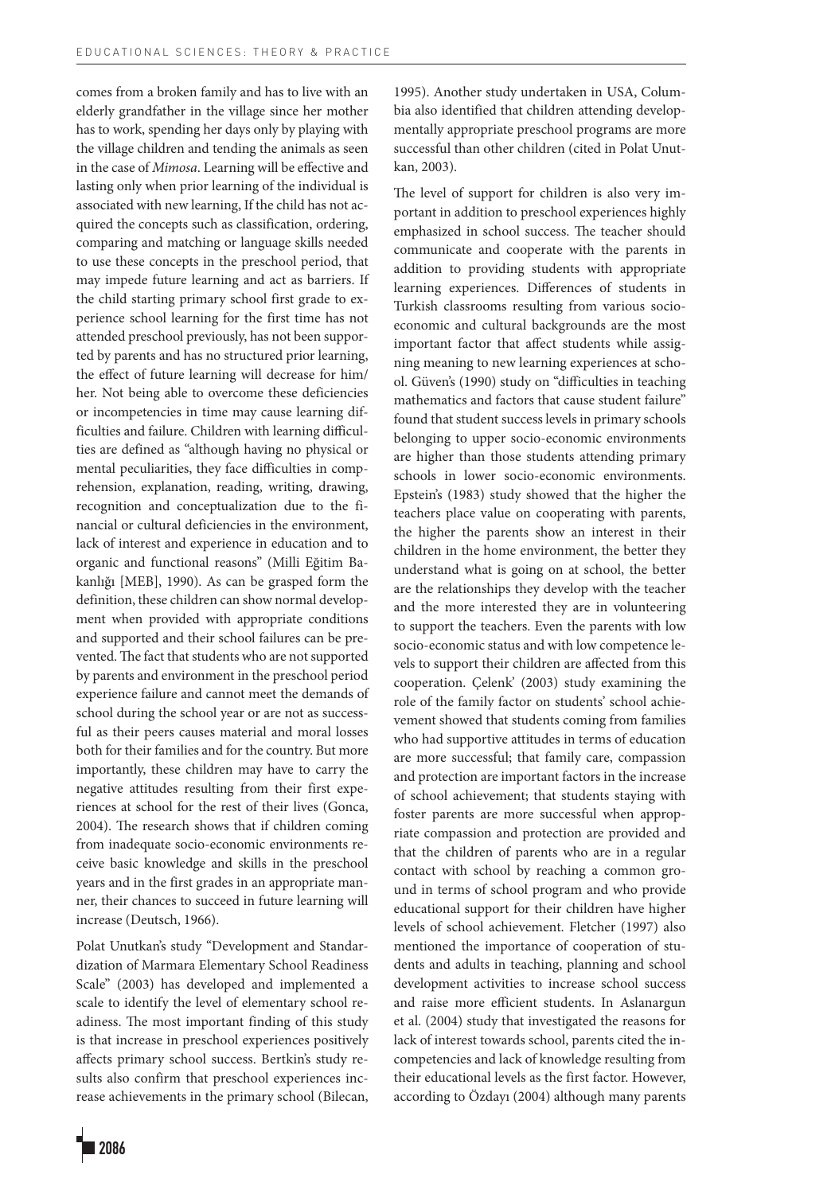comes from a broken family and has to live with an elderly grandfather in the village since her mother has to work, spending her days only by playing with the village children and tending the animals as seen in the case of *Mimosa*. Learning will be effective and lasting only when prior learning of the individual is associated with new learning, If the child has not acquired the concepts such as classification, ordering, comparing and matching or language skills needed to use these concepts in the preschool period, that may impede future learning and act as barriers. If the child starting primary school first grade to experience school learning for the first time has not attended preschool previously, has not been supported by parents and has no structured prior learning, the effect of future learning will decrease for him/her. Not being able to overcome these deficiencies or incompetencies in time may cause learning difficulties and failure. Children with learning difficulties are defined as "although having no physical or mental peculiarities, they face difficulties in comprehension, explanation, reading, writing, drawing, recognition and conceptualization due to the financial or cultural deficiencies in the environment, lack of interest and experience in education and to organic and functional reasons" (Milli Eğitim Bakanlığı [MEB], 1990). As can be grasped form the definition, these children can show normal development when provided with appropriate conditions and supported and their school failures can be prevented. The fact that students who are not supported by parents and environment in the preschool period experience failure and cannot meet the demands of school during the school year or are not as successful as their peers causes material and moral losses both for their families and for the country. But more importantly, these children may have to carry the negative attitudes resulting from their first experiences at school for the rest of their lives (Gonca, 2004). The research shows that if children coming from inadequate socio-economic environments receive basic knowledge and skills in the preschool years and in the first grades in an appropriate manner, their chances to succeed in future learning will increase (Deutsch, 1966).

Polat Unutkan's study "Development and Standardization of Marmara Elementary School Readiness Scale" (2003) has developed and implemented a scale to identify the level of elementary school readiness. The most important finding of this study is that increase in preschool experiences positively affects primary school success. Bertkin's study results also confirm that preschool experiences increase achievements in the primary school (Bilecan, 1995). Another study undertaken in USA, Columbia also identified that children attending developmentally appropriate preschool programs are more successful than other children (cited in Polat Unutkan, 2003).

The level of support for children is also very important in addition to preschool experiences highly emphasized in school success. The teacher should communicate and cooperate with the parents in addition to providing students with appropriate learning experiences. Differences of students in Turkish classrooms resulting from various socio-economic and cultural backgrounds are the most important factor that affect students while assigning meaning to new learning experiences at school. Güven's (1990) study on "difficulties in teaching mathematics and factors that cause student failure" found that student success levels in primary schools belonging to upper socio-economic environments are higher than those students attending primary schools in lower socio-economic environments. Epstein's (1983) study showed that the higher the teachers place value on cooperating with parents, the higher the parents show an interest in their children in the home environment, the better they understand what is going on at school, the better are the relationships they develop with the teacher and the more interested they are in volunteering to support the teachers. Even the parents with low socio-economic status and with low competence levels to support their children are affected from this cooperation. Çelenk' (2003) study examining the role of the family factor on students' school achievement showed that students coming from families who had supportive attitudes in terms of education are more successful; that family care, compassion and protection are important factors in the increase of school achievement; that students staying with foster parents are more successful when appropriate compassion and protection are provided and that the children of parents who are in a regular contact with school by reaching a common ground in terms of school program and who provide educational support for their children have higher levels of school achievement. Fletcher (1997) also mentioned the importance of cooperation of students and adults in teaching, planning and school development activities to increase school success and raise more efficient students. In Aslanargun et al. (2004) study that investigated the reasons for lack of interest towards school, parents cited the incompetencies and lack of knowledge resulting from their educational levels as the first factor. However, according to Özdayı (2004) although many parents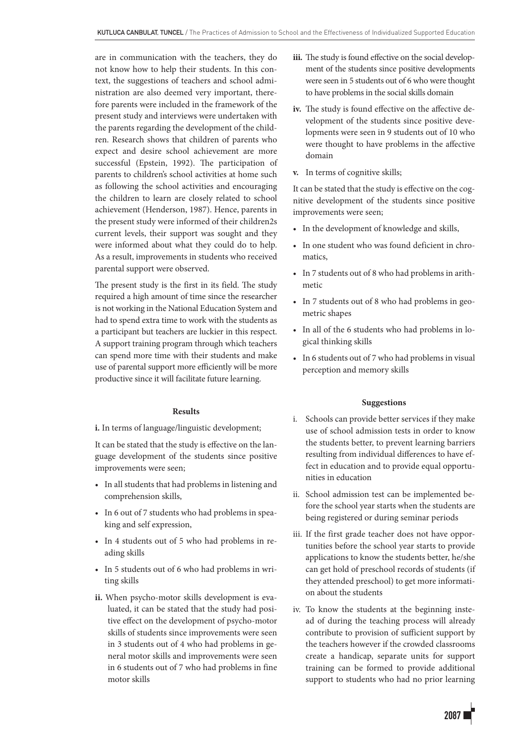are in communication with the teachers, they do not know how to help their students. In this context, the suggestions of teachers and school administration are also deemed very important, therefore parents were included in the framework of the present study and interviews were undertaken with the parents regarding the development of the children. Research shows that children of parents who expect and desire school achievement are more successful (Epstein, 1992). The participation of parents to children's school activities at home such as following the school activities and encouraging the children to learn are closely related to school achievement (Henderson, 1987). Hence, parents in the present study were informed of their children2s current levels, their support was sought and they were informed about what they could do to help. As a result, improvements in students who received parental support were observed.

The present study is the first in its field. The study required a high amount of time since the researcher is not working in the National Education System and had to spend extra time to work with the students as a participant but teachers are luckier in this respect. A support training program through which teachers can spend more time with their students and make use of parental support more efficiently will be more productive since it will facilitate future learning.

## Results

**i.** In terms of language/linguistic development;

It can be stated that the study is effective on the language development of the students since positive improvements were seen;

- In all students that had problems in listening and comprehension skills,
- In 6 out of 7 students who had problems in speaking and self expression,
- In 4 students out of 5 who had problems in reading skills
- In 5 students out of 6 who had problems in writing skills

**ii.** When psycho-motor skills development is evaluated, it can be stated that the study had positive effect on the development of psycho-motor skills of students since improvements were seen in 3 students out of 4 who had problems in general motor skills and improvements were seen in 6 students out of 7 who had problems in fine motor skills

**iii.** The study is found effective on the social development of the students since positive developments were seen in 5 students out of 6 who were thought to have problems in the social skills domain

**iv.** The study is found effective on the affective development of the students since positive developments were seen in 9 students out of 10 who were thought to have problems in the affective domain

**v.** In terms of cognitive skills;

It can be stated that the study is effective on the cognitive development of the students since positive improvements were seen;

- In the development of knowledge and skills,
- In one student who was found deficient in chromatics,
- In 7 students out of 8 who had problems in arithmetic
- In 7 students out of 8 who had problems in geometric shapes
- In all of the 6 students who had problems in logical thinking skills
- In 6 students out of 7 who had problems in visual perception and memory skills

## Suggestions

i. Schools can provide better services if they make use of school admission tests in order to know the students better, to prevent learning barriers resulting from individual differences to have effect in education and to provide equal opportunities in education

ii. School admission test can be implemented before the school year starts when the students are being registered or during seminar periods

iii. If the first grade teacher does not have opportunities before the school year starts to provide applications to know the students better, he/she can get hold of preschool records of students (if they attended preschool) to get more information about the students

iv. To know the students at the beginning instead of during the teaching process will already contribute to provision of sufficient support by the teachers however if the crowded classrooms create a handicap, separate units for support training can be formed to provide additional support to students who had no prior learning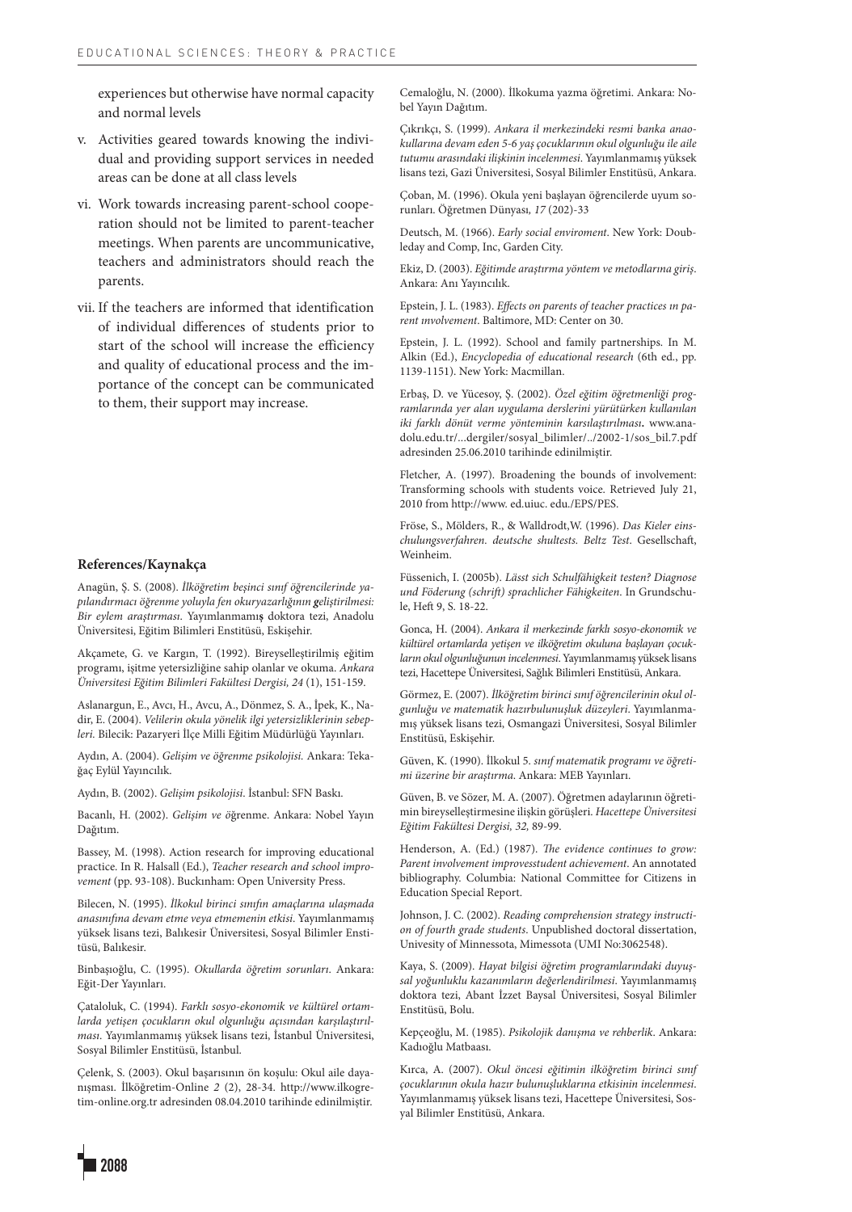experiences but otherwise have normal capacity and normal levels

v. Activities geared towards knowing the individual and providing support services in needed areas can be done at all class levels

vi. Work towards increasing parent-school cooperation should not be limited to parent-teacher meetings. When parents are uncommunicative, teachers and administrators should reach the parents.

vii. If the teachers are informed that identification of individual differences of students prior to start of the school will increase the efficiency and quality of educational process and the importance of the concept can be communicated to them, their support may increase.

## References/Kaynakça

Anagün, Ş. S. (2008). *İlköğretim beşinci sınıf öğrencilerinde yapılandırmacı öğrenme yoluyla fen okuryazarlığının geliştirilmesi: Bir eylem araştırması*. Yayımlanmamış doktora tezi, Anadolu Üniversitesi, Eğitim Bilimleri Enstitüsü, Eskişehir.

Akçamete, G. ve Kargın, T. (1992). Bireyselleştirilmiş eğitim programı, işitme yetersizliğine sahip olanlar ve okuma. *Ankara Üniversitesi Eğitim Bilimleri Fakültesi Dergisi, 24* (1), 151-159.

Aslanargun, E., Avcı, H., Avcu, A., Dönmez, S. A., İpek, K., Nadir, E. (2004). *Velilerin okula yönelik ilgi yetersizliklerinin sebepleri.* Bilecik: Pazaryeri İlçe Milli Eğitim Müdürlüğü Yayınları.

Aydın, A. (2004). *Gelişim ve öğrenme psikolojisi.* Ankara: Tekağaç Eylül Yayıncılık.

Aydın, B. (2002). *Gelişim psikolojisi*. İstanbul: SFN Baskı.

Bacanlı, H. (2002). *Gelişim ve ö*ğrenme. Ankara: Nobel Yayın Dağıtım.

Bassey, M. (1998). Action research for improving educational practice. In R. Halsall (Ed.), *Teacher research and school improvement* (pp. 93-108). Buckınham: Open University Press.

Bilecen, N. (1995). *İlkokul birinci sınıfın amaçlarına ulaşmada anasınıfına devam etme veya etmemenin etkisi*. Yayımlanmamış yüksek lisans tezi, Balıkesir Üniversitesi, Sosyal Bilimler Enstitüsü, Balıkesir.

Binbaşıoğlu, C. (1995). *Okullarda öğretim sorunları*. Ankara: Eğit-Der Yayınları.

Çataloluk, C. (1994). *Farklı sosyo-ekonomik ve kültürel ortamlarda yetişen çocukların okul olgunluğu açısından karşılaştırılması*. Yayımlanmamış yüksek lisans tezi, İstanbul Üniversitesi, Sosyal Bilimler Enstitüsü, İstanbul.

Çelenk, S. (2003). Okul başarısının ön koşulu: Okul aile dayanışması. İlköğretim-Online *2* (2), 28-34. http://www.ilkogretim-online.org.tr adresinden 08.04.2010 tarihinde edinilmiştir.

Cemaloğlu, N. (2000). İlkokuma yazma öğretimi. Ankara: Nobel Yayın Dağıtım.

Çıkrıkçı, S. (1999). *Ankara il merkezindeki resmi banka anaokullarına devam eden 5-6 yaş çocuklarının okul olgunluğu ile aile tutumu arasındaki ilişkinin incelenmesi*. Yayımlanmamış yüksek lisans tezi, Gazi Üniversitesi, Sosyal Bilimler Enstitüsü, Ankara.

Çoban, M. (1996). Okula yeni başlayan öğrencilerde uyum sorunları. Öğretmen Dünyası, *17* (202)-33

Deutsch, M. (1966). *Early social enviroment*. New York: Doubleday and Comp, Inc, Garden City.

Ekiz, D. (2003). *Eğitimde araştırma yöntem ve metodlarına giriş*. Ankara: Anı Yayıncılık.

Epstein, J. L. (1983). *Effects on parents of teacher practices ın parent ınvolvement*. Baltimore, MD: Center on 30.

Epstein, J. L. (1992). School and family partnerships. In M. Alkin (Ed.), *Encyclopedia of educational research* (6th ed., pp. 1139-1151). New York: Macmillan.

Erbaş, D. ve Yücesoy, Ş. (2002). *Özel eğitim öğretmenliği programlarında yer alan uygulama derslerini yürütürken kullanılan iki farklı dönüt verme yönteminin karsılaştırılması***.** www.anadolu.edu.tr/...dergiler/sosyal_bilimler/../2002-1/sos_bil.7.pdf adresinden 25.06.2010 tarihinde edinilmiştir.

Fletcher, A. (1997). Broadening the bounds of involvement: Transforming schools with students voice. Retrieved July 21, 2010 from http://www. ed.uiuc. edu./EPS/PES.

Fröse, S., Mölders, R., & Walldrodt,W. (1996). *Das Kieler einschulungsverfahren. deutsche shultests. Beltz Test*. Gesellschaft, Weinheim.

Füssenich, I. (2005b). *Lässt sich Schulfähigkeit testen? Diagnose und Föderung (schrift) sprachlicher Fähigkeiten*. In Grundschule, Heft 9, S. 18-22.

Gonca, H. (2004). *Ankara il merkezinde farklı sosyo-ekonomik ve kültürel ortamlarda yetişen ve ilköğretim okuluna başlayan çocukların okul olgunluğunun incelenmesi*. Yayımlanmamış yüksek lisans tezi, Hacettepe Üniversitesi, Sağlık Bilimleri Enstitüsü, Ankara.

Görmez, E. (2007). *İlköğretim birinci sınıf öğrencilerinin okul olgunluğu ve matematik hazırbulunuşluk düzeyleri*. Yayımlanmamış yüksek lisans tezi, Osmangazi Üniversitesi, Sosyal Bilimler Enstitüsü, Eskişehir.

Güven, K. (1990). İlkokul 5. *sınıf matematik programı ve öğretimi üzerine bir araştırma*. Ankara: MEB Yayınları.

Güven, B. ve Sözer, M. A. (2007). Öğretmen adaylarının öğretimin bireyselleştirmesine ilişkin görüşleri. *Hacettepe Üniversitesi Eğitim Fakültesi Dergisi, 32,* 89-99.

Henderson, A. (Ed.) (1987). *The evidence continues to grow: Parent involvement improvesstudent achievement*. An annotated bibliography. Columbia: National Committee for Citizens in Education Special Report.

Johnson, J. C. (2002). *Reading comprehension strategy instruction of fourth grade students*. Unpublished doctoral dissertation, Univesity of Minnessota, Mimessota (UMI No:3062548).

Kaya, S. (2009). *Hayat bilgisi öğretim programlarındaki duyuşsal yoğunluklu kazanımların değerlendirilmesi*. Yayımlanmamış doktora tezi, Abant İzzet Baysal Üniversitesi, Sosyal Bilimler Enstitüsü, Bolu.

Kepçeoğlu, M. (1985). *Psikolojik danışma ve rehberlik*. Ankara: Kadıoğlu Matbaası.

Kırca, A. (2007). *Okul öncesi eğitimin ilköğretim birinci sınıf çocuklarının okula hazır bulunuşluklarına etkisinin incelenmesi*. Yayımlanmamış yüksek lisans tezi, Hacettepe Üniversitesi, Sosyal Bilimler Enstitüsü, Ankara.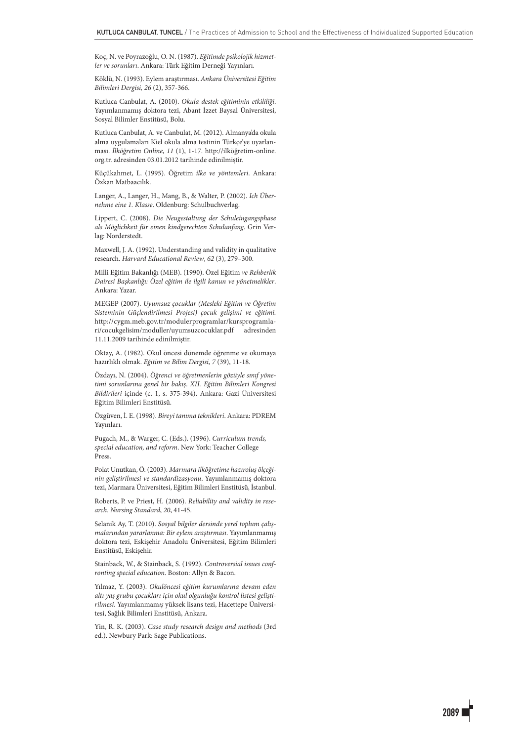Koç, N. ve Poyrazoğlu, O. N. (1987). *Eğitimde psikolojik hizmetler ve sorunları*. Ankara: Türk Eğitim Derneği Yayınları.

Köklü, N. (1993). Eylem araştırması. *Ankara Üniversitesi Eğitim Bilimleri Dergisi, 26* (2), 357-366.

Kutluca Canbulat, A. (2010). *Okula destek eğitiminin etkililiği*. Yayımlanmamış doktora tezi, Abant İzzet Baysal Üniversitesi, Sosyal Bilimler Enstitüsü, Bolu.

Kutluca Canbulat, A. ve Canbulat, M. (2012). Almanya'da okula alma uygulamaları Kiel okula alma testinin Türkçe'ye uyarlanması. *İlköğretim Online*, *11* (1), 1-17. http://ilköğretim-online.org.tr. adresinden 03.01.2012 tarihinde edinilmiştir.

Küçükahmet, L. (1995). Öğretim *ilke ve yöntemleri*. Ankara: Özkan Matbaacılık.

Langer, A., Langer, H., Mang, B., & Walter, P. (2002). *Ich Übernehme eine 1. Klasse*. Oldenburg: Schulbuchverlag.

Lippert, C. (2008). *Die Neugestaltung der Schuleingangsphase als Möglichkeit für einen kindgerechten Schulanfang*. Grin Verlag: Norderstedt.

Maxwell, J. A. (1992). Understanding and validity in qualitative research. *Harvard Educational Review*, *62* (3), 279–300.

Milli Eğitim Bakanlığı (MEB). (1990). Özel Eğitim *ve Rehberlik Dairesi Başkanlığı: Özel eğitim ile ilgili kanun ve yönetmelikler*. Ankara: Yazar.

MEGEP (2007). *Uyumsuz çocuklar (Mesleki Eğitim ve Öğretim Sisteminin Güçlendirilmesi Projesi) çocuk gelişimi ve eğitimi.* http://cygm.meb.gov.tr/modulerprogramlar/kursprogramlari/cocukgelisim/moduller/uyumsuzcocuklar.pdf adresinden 11.11.2009 tarihinde edinilmiştir.

Oktay, A. (1982). Okul öncesi dönemde öğrenme ve okumaya hazırlıklı olmak. *Eğitim ve Bilim Dergisi, 7* (39), 11-18.

Özdayı, N. (2004). *Öğrenci ve öğretmenlerin gözüyle sınıf yönetimi sorunlarına genel bir bakış*. *XII. Eğitim Bilimleri Kongresi Bildirileri* içinde (c. 1, s. 375-394). Ankara: Gazi Üniversitesi Eğitim Bilimleri Enstitüsü.

Özgüven, İ. E. (1998). *Bireyi tanıma teknikleri*. Ankara: PDREM Yayınları.

Pugach, M., & Warger, C. (Eds.). (1996). *Curriculum trends, special education, and reform*. New York: Teacher College Press.

Polat Unutkan, Ö. (2003). *Marmara ilköğretime hazıroluş ölçeğinin geliştirilmesi ve standardizasyonu*. Yayımlanmamış doktora tezi, Marmara Üniversitesi, Eğitim Bilimleri Enstitüsü, İstanbul.

Roberts, P. ve Priest, H. (2006). *Reliability and validity in research*. *Nursing Standard*, *20*, 41-45.

Selanik Ay, T. (2010). *Sosyal bilgiler dersinde yerel toplum çalışmalarından yararlanma: Bir eylem araştırması*. Yayımlanmamış doktora tezi, Eskişehir Anadolu Üniversitesi, Eğitim Bilimleri Enstitüsü, Eskişehir.

Stainback, W., & Stainback, S. (1992). *Controversial issues confronting special education*. Boston: Allyn & Bacon.

Yılmaz, Y. (2003). *Okulöncesi eğitim kurumlarına devam eden altı yaş grubu çocukları için okul olgunluğu kontrol listesi geliştirilmesi*. Yayımlanmamış yüksek lisans tezi, Hacettepe Üniversitesi, Sağlık Bilimleri Enstitüsü, Ankara.

Yin, R. K. (2003). *Case study research design and methods* (3rd ed.). Newbury Park: Sage Publications.